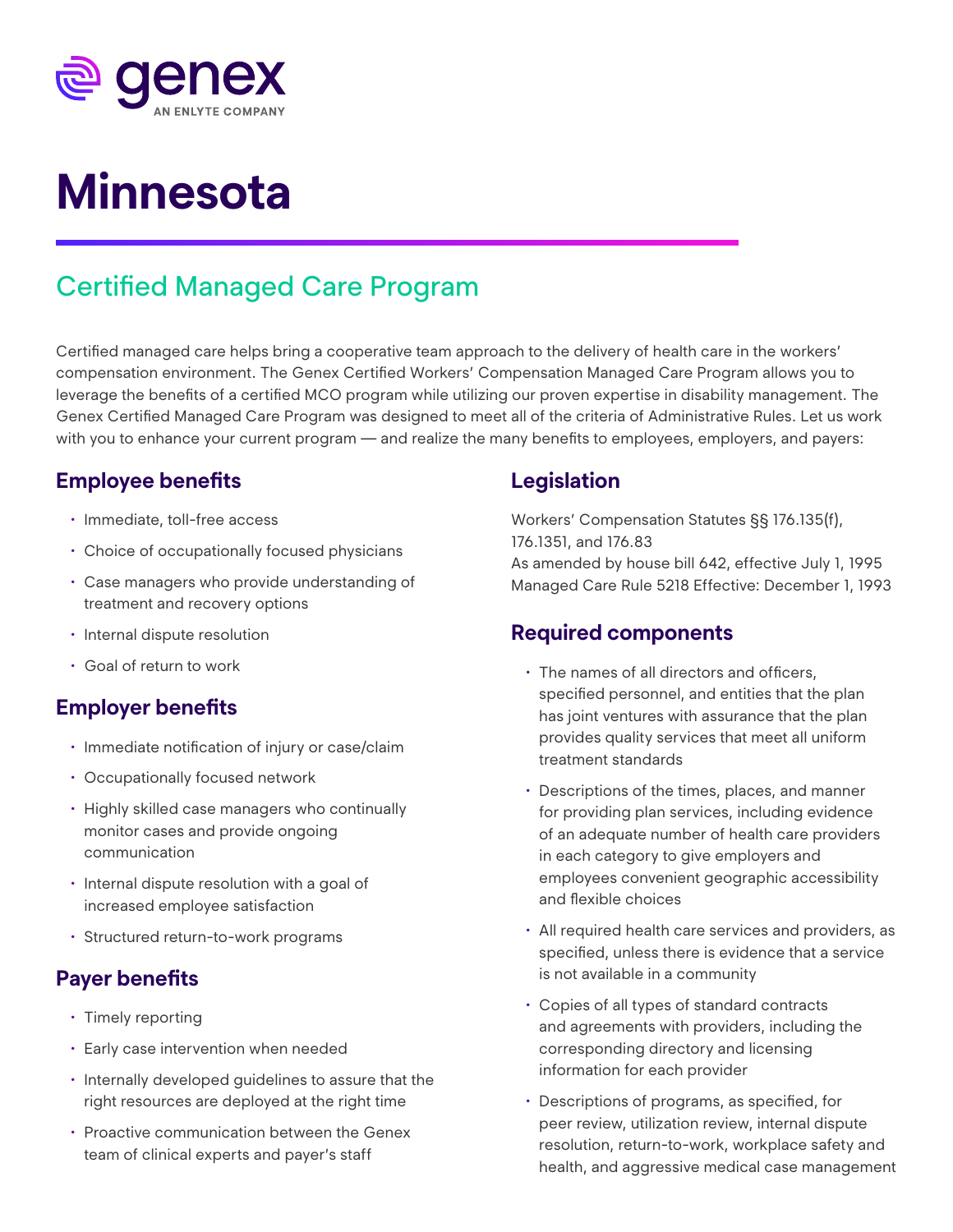genex

AN ENLYTE COMPANY

# Minnesota

## Certified Managed Care Program

Certified managed care helps bring a cooperative team approach to the delivery of health care in the workers' compensation environment. The Genex Certified Workers' Compensation Managed Care Program allows you to leverage the benefits of a certified MCO program while utilizing our proven expertise in disability management. The Genex Certified Managed Care Program was designed to meet all of the criteria of Administrative Rules. Let us work with you to enhance your current program — and realize the many benefits to employees, employers, and payers:

### Employee benefits

- Immediate, toll-free access
- Choice of occupationally focused physicians
- Case managers who provide understanding of treatment and recovery options
- Internal dispute resolution
- Goal of return to work

### Employer benefits

- Immediate notification of injury or case/claim
- Occupationally focused network
- Highly skilled case managers who continually monitor cases and provide ongoing communication
- Internal dispute resolution with a goal of increased employee satisfaction
- Structured return-to-work programs

### Payer benefits

- Timely reporting
- Early case intervention when needed
- Internally developed guidelines to assure that the right resources are deployed at the right time
- Proactive communication between the Genex team of clinical experts and payer's staff

### Legislation

Workers' Compensation Statutes §§ 176.135(f), 176.1351, and 176.83
As amended by house bill 642, effective July 1, 1995
Managed Care Rule 5218 Effective: December 1, 1993

### Required components

- The names of all directors and officers, specified personnel, and entities that the plan has joint ventures with assurance that the plan provides quality services that meet all uniform treatment standards
- Descriptions of the times, places, and manner for providing plan services, including evidence of an adequate number of health care providers in each category to give employers and employees convenient geographic accessibility and flexible choices
- All required health care services and providers, as specified, unless there is evidence that a service is not available in a community
- Copies of all types of standard contracts and agreements with providers, including the corresponding directory and licensing information for each provider
- Descriptions of programs, as specified, for peer review, utilization review, internal dispute resolution, return-to-work, workplace safety and health, and aggressive medical case management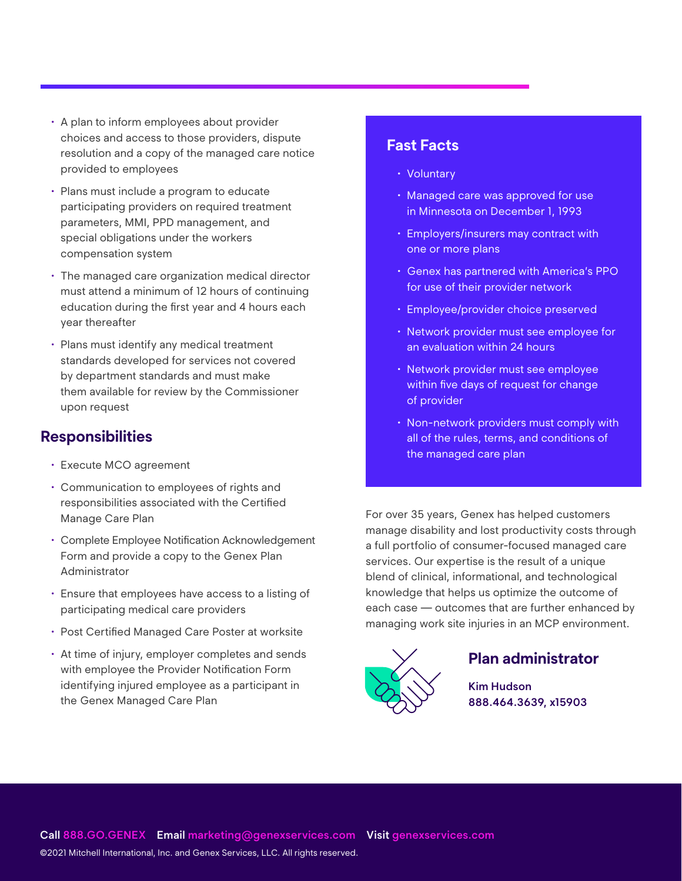- A plan to inform employees about provider choices and access to those providers, dispute resolution and a copy of the managed care notice provided to employees
- Plans must include a program to educate participating providers on required treatment parameters, MMI, PPD management, and special obligations under the workers compensation system
- The managed care organization medical director must attend a minimum of 12 hours of continuing education during the first year and 4 hours each year thereafter
- Plans must identify any medical treatment standards developed for services not covered by department standards and must make them available for review by the Commissioner upon request

## Responsibilities

- Execute MCO agreement
- Communication to employees of rights and responsibilities associated with the Certified Manage Care Plan
- Complete Employee Notification Acknowledgement Form and provide a copy to the Genex Plan Administrator
- Ensure that employees have access to a listing of participating medical care providers
- Post Certified Managed Care Poster at worksite
- At time of injury, employer completes and sends with employee the Provider Notification Form identifying injured employee as a participant in the Genex Managed Care Plan

## Fast Facts

- Voluntary
- Managed care was approved for use in Minnesota on December 1, 1993
- Employers/insurers may contract with one or more plans
- Genex has partnered with America's PPO for use of their provider network
- Employee/provider choice preserved
- Network provider must see employee for an evaluation within 24 hours
- Network provider must see employee within five days of request for change of provider
- Non-network providers must comply with all of the rules, terms, and conditions of the managed care plan

For over 35 years, Genex has helped customers manage disability and lost productivity costs through a full portfolio of consumer-focused managed care services. Our expertise is the result of a unique blend of clinical, informational, and technological knowledge that helps us optimize the outcome of each case — outcomes that are further enhanced by managing work site injuries in an MCP environment.

## Plan administrator

**Kim Hudson**
**888.464.3639, x15903**

**Call** 888.GO.GENEX **Email** marketing@genexservices.com **Visit** genexservices.com

©2021 Mitchell International, Inc. and Genex Services, LLC. All rights reserved.